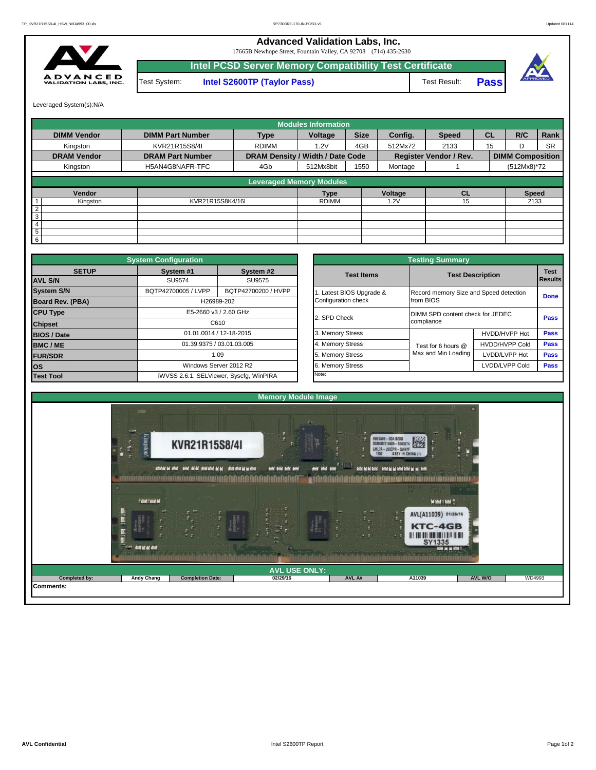# Advanced Validation Labs, Inc.

17665B Newhope Street, Fountain Valley, CA 92708 (714) 435-2630

## Intel PCSD Server Memory Compatibility Test Certificate

| Test System: | Intel S2600TP (Taylor Pass) | Test Result: | Pass |
|---|---|---|---|

Leveraged System(s):N/A

## Modules Information

| DIMM Vendor | DIMM Part Number | Type | Voltage | Size | Config. | Speed | CL | R/C | Rank |
|---|---|---|---|---|---|---|---|---|---|
| Kingston | KVR21R15S8/4I | RDIMM | 1.2V | 4GB | 512Mx72 | 2133 | 15 | D | SR |
| **DRAM Vendor** | **DRAM Part Number** | **DRAM Density / Width / Date Code** | | | **Register Vendor / Rev.** | | | **DIMM Composition** | |
| Kingston | H5AN4G8NAFR-TFC | 4Gb | 512Mx8bit | 1550 | Montage | 1 | | (512Mx8)*72 | |

## Leveraged Memory Modules

| | Vendor | | Type | Voltage | CL | Speed |
|---|---|---|---|---|---|---|
| 1 | Kingston | KVR21R15S8K4/16I | RDIMM | 1.2V | 15 | 2133 |
| 2 | | | | | | |
| 3 | | | | | | |
| 4 | | | | | | |
| 5 | | | | | | |
| 6 | | | | | | |

## System Configuration

| SETUP | System #1 | System #2 |
|---|---|---|
| AVL S/N | SU9574 | SU9575 |
| System S/N | BQTP42700005 / LVPP | BQTP42700200 / HVPP |
| Board Rev. (PBA) | H26989-202 | |
| CPU Type | E5-2660 v3 / 2.60 GHz | |
| Chipset | C610 | |
| BIOS / Date | 01.01.0014 / 12-18-2015 | |
| BMC / ME | 01.39.9375 / 03.01.03.005 | |
| FUR/SDR | 1.09 | |
| OS | Windows Server 2012 R2 | |
| Test Tool | iWVSS 2.6.1, SELViewer, Syscfg, WinPIRA | |

## Testing Summary

| Test Items | Test Description | | Test Results |
|---|---|---|---|
| 1. Latest BIOS Upgrade & Configuration check | Record memory Size and Speed detection from BIOS | | Done |
| 2. SPD Check | DIMM SPD content check for JEDEC compliance | | Pass |
| 3. Memory Stress | Test for 6 hours @ Max and Min Loading | HVDD/HVPP Hot | Pass |
| 4. Memory Stress | | HVDD/HVPP Cold | Pass |
| 5. Memory Stress | | LVDD/LVPP Hot | Pass |
| 6. Memory Stress | | LVDD/LVPP Cold | Pass |
| Note: | | | |

## Memory Module Image

## AVL USE ONLY:

| Completed by: | Andy Chang | Completion Date: | 02/29/16 | AVL A# | A11039 | AVL W/O | WD4993 |
|---|---|---|---|---|---|---|---|

Comments: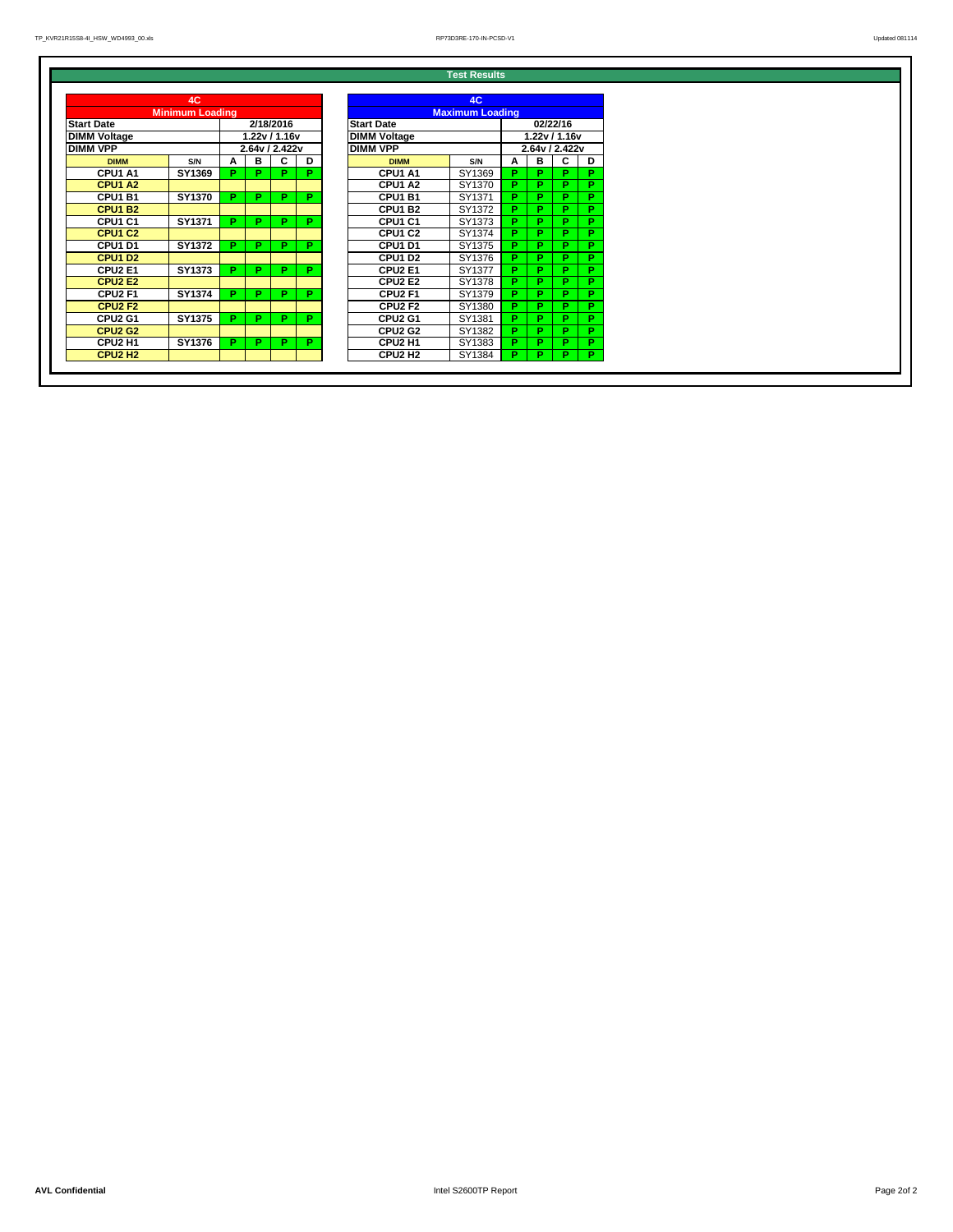## Test Results

| 4C Minimum Loading | | | | | |
|---|---|---|---|---|---|
| Start Date | | 2/18/2016 | | | |
| DIMM Voltage | | 1.22v / 1.16v | | | |
| DIMM VPP | | 2.64v / 2.422v | | | |
| DIMM | S/N | A | B | C | D |
| CPU1 A1 | SY1369 | P | P | P | P |
| CPU1 A2 | | | | | |
| CPU1 B1 | SY1370 | P | P | P | P |
| CPU1 B2 | | | | | |
| CPU1 C1 | SY1371 | P | P | P | P |
| CPU1 C2 | | | | | |
| CPU1 D1 | SY1372 | P | P | P | P |
| CPU1 D2 | | | | | |
| CPU2 E1 | SY1373 | P | P | P | P |
| CPU2 E2 | | | | | |
| CPU2 F1 | SY1374 | P | P | P | P |
| CPU2 F2 | | | | | |
| CPU2 G1 | SY1375 | P | P | P | P |
| CPU2 G2 | | | | | |
| CPU2 H1 | SY1376 | P | P | P | P |
| CPU2 H2 | | | | | |

| 4C Maximum Loading | | | | | |
|---|---|---|---|---|---|
| Start Date | | 02/22/16 | | | |
| DIMM Voltage | | 1.22v / 1.16v | | | |
| DIMM VPP | | 2.64v / 2.422v | | | |
| DIMM | S/N | A | B | C | D |
| CPU1 A1 | SY1369 | P | P | P | P |
| CPU1 A2 | SY1370 | P | P | P | P |
| CPU1 B1 | SY1371 | P | P | P | P |
| CPU1 B2 | SY1372 | P | P | P | P |
| CPU1 C1 | SY1373 | P | P | P | P |
| CPU1 C2 | SY1374 | P | P | P | P |
| CPU1 D1 | SY1375 | P | P | P | P |
| CPU1 D2 | SY1376 | P | P | P | P |
| CPU2 E1 | SY1377 | P | P | P | P |
| CPU2 E2 | SY1378 | P | P | P | P |
| CPU2 F1 | SY1379 | P | P | P | P |
| CPU2 F2 | SY1380 | P | P | P | P |
| CPU2 G1 | SY1381 | P | P | P | P |
| CPU2 G2 | SY1382 | P | P | P | P |
| CPU2 H1 | SY1383 | P | P | P | P |
| CPU2 H2 | SY1384 | P | P | P | P |